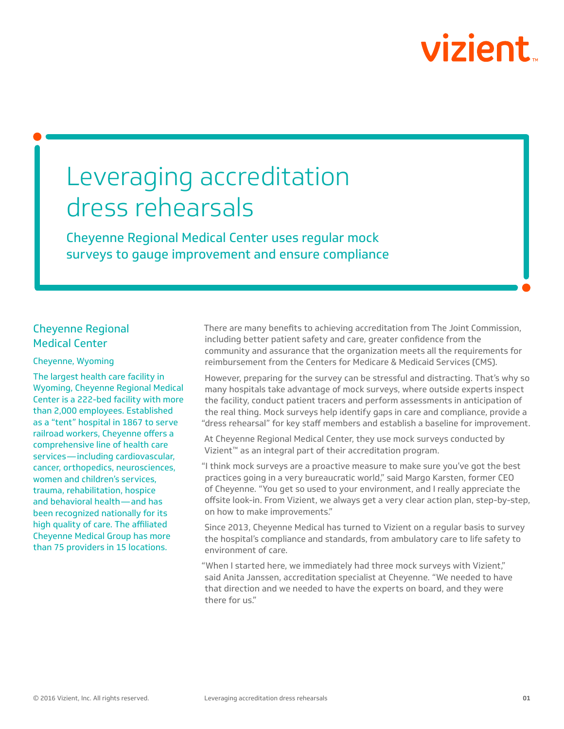# Leveraging accreditation dress rehearsals

## Cheyenne Regional Medical Center uses regular mock surveys to gauge improvement and ensure compliance

### Cheyenne Regional Medical Center

Cheyenne, Wyoming

The largest health care facility in Wyoming, Cheyenne Regional Medical Center is a 222-bed facility with more than 2,000 employees. Established as a "tent" hospital in 1867 to serve railroad workers, Cheyenne offers a comprehensive line of health care services—including cardiovascular, cancer, orthopedics, neurosciences, women and children's services, trauma, rehabilitation, hospice and behavioral health—and has been recognized nationally for its high quality of care. The affiliated Cheyenne Medical Group has more than 75 providers in 15 locations.

There are many benefits to achieving accreditation from The Joint Commission, including better patient safety and care, greater confidence from the community and assurance that the organization meets all the requirements for reimbursement from the Centers for Medicare & Medicaid Services (CMS).

However, preparing for the survey can be stressful and distracting. That's why so many hospitals take advantage of mock surveys, where outside experts inspect the facility, conduct patient tracers and perform assessments in anticipation of the real thing. Mock surveys help identify gaps in care and compliance, provide a "dress rehearsal" for key staff members and establish a baseline for improvement.

At Cheyenne Regional Medical Center, they use mock surveys conducted by Vizient™ as an integral part of their accreditation program.

"I think mock surveys are a proactive measure to make sure you've got the best practices going in a very bureaucratic world," said Margo Karsten, former CEO of Cheyenne. "You get so used to your environment, and I really appreciate the offsite look-in. From Vizient, we always get a very clear action plan, step-by-step, on how to make improvements."

Since 2013, Cheyenne Medical has turned to Vizient on a regular basis to survey the hospital's compliance and standards, from ambulatory care to life safety to environment of care.

"When I started here, we immediately had three mock surveys with Vizient," said Anita Janssen, accreditation specialist at Cheyenne. "We needed to have that direction and we needed to have the experts on board, and they were there for us."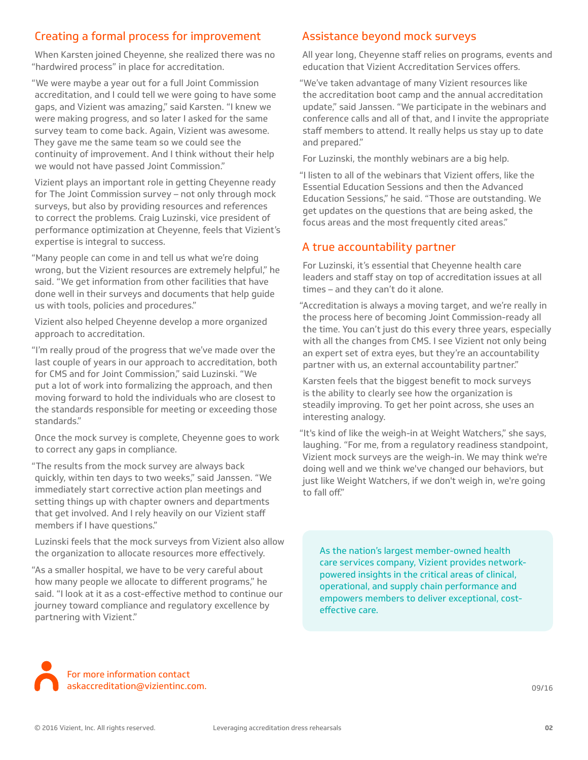## Creating a formal process for improvement

When Karsten joined Cheyenne, she realized there was no "hardwired process" in place for accreditation.

"We were maybe a year out for a full Joint Commission accreditation, and I could tell we were going to have some gaps, and Vizient was amazing," said Karsten. "I knew we were making progress, and so later I asked for the same survey team to come back. Again, Vizient was awesome. They gave me the same team so we could see the continuity of improvement. And I think without their help we would not have passed Joint Commission."

Vizient plays an important role in getting Cheyenne ready for The Joint Commission survey – not only through mock surveys, but also by providing resources and references to correct the problems. Craig Luzinski, vice president of performance optimization at Cheyenne, feels that Vizient's expertise is integral to success.

"Many people can come in and tell us what we're doing wrong, but the Vizient resources are extremely helpful," he said. "We get information from other facilities that have done well in their surveys and documents that help guide us with tools, policies and procedures."

Vizient also helped Cheyenne develop a more organized approach to accreditation.

"I'm really proud of the progress that we've made over the last couple of years in our approach to accreditation, both for CMS and for Joint Commission," said Luzinski. "We put a lot of work into formalizing the approach, and then moving forward to hold the individuals who are closest to the standards responsible for meeting or exceeding those standards."

Once the mock survey is complete, Cheyenne goes to work to correct any gaps in compliance.

"The results from the mock survey are always back quickly, within ten days to two weeks," said Janssen. "We immediately start corrective action plan meetings and setting things up with chapter owners and departments that get involved. And I rely heavily on our Vizient staff members if I have questions."

Luzinski feels that the mock surveys from Vizient also allow the organization to allocate resources more effectively.

"As a smaller hospital, we have to be very careful about how many people we allocate to different programs," he said. "I look at it as a cost-effective method to continue our journey toward compliance and regulatory excellence by partnering with Vizient."

## Assistance beyond mock surveys

All year long, Cheyenne staff relies on programs, events and education that Vizient Accreditation Services offers.

"We've taken advantage of many Vizient resources like the accreditation boot camp and the annual accreditation update," said Janssen. "We participate in the webinars and conference calls and all of that, and I invite the appropriate staff members to attend. It really helps us stay up to date and prepared."

For Luzinski, the monthly webinars are a big help.

"I listen to all of the webinars that Vizient offers, like the Essential Education Sessions and then the Advanced Education Sessions," he said. "Those are outstanding. We get updates on the questions that are being asked, the focus areas and the most frequently cited areas."

## A true accountability partner

For Luzinski, it's essential that Cheyenne health care leaders and staff stay on top of accreditation issues at all times – and they can't do it alone.

"Accreditation is always a moving target, and we're really in the process here of becoming Joint Commission-ready all the time. You can't just do this every three years, especially with all the changes from CMS. I see Vizient not only being an expert set of extra eyes, but they're an accountability partner with us, an external accountability partner."

Karsten feels that the biggest benefit to mock surveys is the ability to clearly see how the organization is steadily improving. To get her point across, she uses an interesting analogy.

"It's kind of like the weigh-in at Weight Watchers," she says, laughing. "For me, from a regulatory readiness standpoint, Vizient mock surveys are the weigh-in. We may think we're doing well and we think we've changed our behaviors, but just like Weight Watchers, if we don't weigh in, we're going to fall off."

As the nation's largest member-owned health care services company, Vizient provides network-powered insights in the critical areas of clinical, operational, and supply chain performance and empowers members to deliver exceptional, cost-effective care.

For more information contact askaccreditation@vizientinc.com.

09/16

© 2016 Vizient, Inc. All rights reserved.